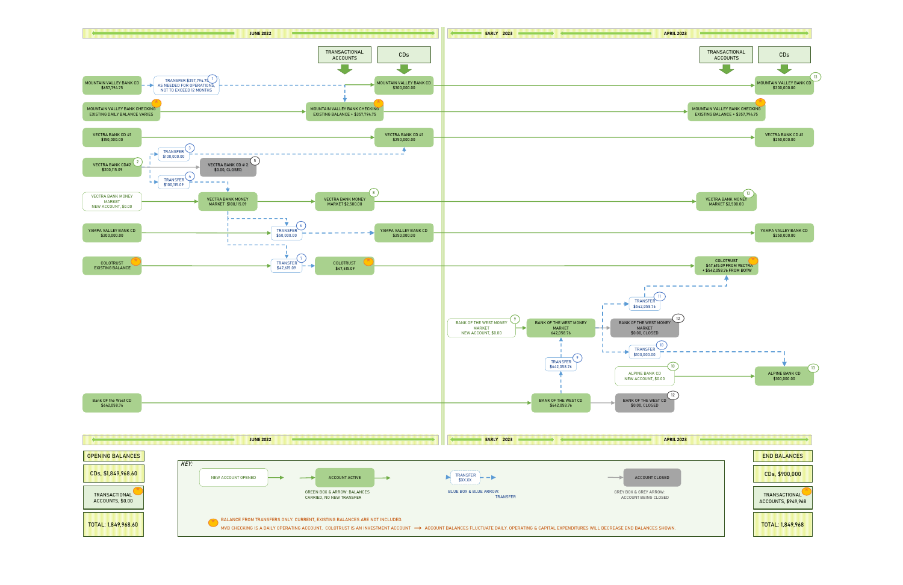# JUNE 2022 | EARLY 2023 | APRIL 2023

**TRANSACTIONAL ACCOUNTS** | **CDs**

## June 2022

- MOUNTAIN VALLEY BANK CD $657,794.75 → TRANSFER $357,794.75 AS NEEDED FOR OPERATIONS, NOT TO EXCEED 12 MONTHS (1) → MOUNTAIN VALLEY BANK CD $300,000.00
- MOUNTAIN VALLEY BANK CHECKING EXISTING DAILY BALANCE VARIES → MOUNTAIN VALLEY BANK CHECKING EXISTING BALANCE + $357,794.75
- VECTRA BANK CD #1 $150,000.00 → VECTRA BANK CD #1 $250,000.00
- VECTRA BANK CD#2 $200,115.09 (2) → TRANSFER $100,000.00 (3) → VECTRA BANK CD #1; TRANSFER $100,115.09 (4) → VECTRA BANK MONEY MARKET; VECTRA BANK CD # 2 $0.00, CLOSED (5)
- VECTRA BANK MONEY MARKET NEW ACCOUNT, $0.00 → VECTRA BANK MONEY MARKET $100,115.09 → VECTRA BANK MONEY MARKET $2,500.00 (8)
- YAMPA VALLEY BANK CD $200,000.00 → TRANSFER $50,000.00 (6) → YAMPA VALLEY BANK CD $250,000.00
- COLOTRUST EXISTING BALANCE → TRANSFER $47,615.09 (7) → COLOTRUST $47,615.09
- Bank OF the West CD $642,058.76

## Early 2023 / April 2023

- MOUNTAIN VALLEY BANK CD $300,000.00 (13)
- MOUNTAIN VALLEY BANK CHECKING EXISTING BALANCE + $357,794.75
- VECTRA BANK CD #1 $250,000.00
- VECTRA BANK MONEY MARKET $2,500.00 (13)
- YAMPA VALLEY BANK CD $250,000.00
- COLOTRUST $47,615.09 FROM VECTRA + $542,058.76 FROM BOTW
- BANK OF THE WEST MONEY MARKET NEW ACCOUNT, $0.00 (9) → BANK OF THE WEST MONEY MARKET 642,058.76 → BANK OF THE WEST MONEY MARKET $0.00, CLOSED (12)
  - TRANSFER $542,058.76 (11) → COLOTRUST
  - TRANSFER $100,000.00 (10) → ALPINE BANK CD
- BANK OF THE WEST CD $642,058.76 → TRANSFER $642,058.76 (9) → BANK OF THE WEST MONEY MARKET; BANK OF THE WEST CD $0.00, CLOSED (12)
- ALPINE BANK CD NEW ACCOUNT, $0.00 (10) → ALPINE BANK CD $100,000.00 (13)

## Opening Balances

- CDs, $1,849,968.60
- TRANSACTIONAL ACCOUNTS, $0.00
- TOTAL: 1,849,968.60

## End Balances

- CDs, $900,000
- TRANSACTIONAL ACCOUNTS, $949,968
- TOTAL: 1,849,968

## KEY:

- NEW ACCOUNT OPENED
- ACCOUNT ACTIVE — GREEN BOX & ARROW: BALANCES CARRIED, NO NEW TRANSFER
- TRANSFER $XX.XX — BLUE BOX & BLUE ARROW: TRANSFER
- ACCOUNT CLOSED — GREY BOX & GREY ARROW: ACCOUNT BEING CLOSED

BALANCE FROM TRANSFERS ONLY. CURRENT, EXISTING BALANCES ARE NOT INCLUDED.

MVB CHECKING IS A DAILY OPERATING ACCOUNT, COLOTRUST IS AN INVESTMENT ACCOUNT → ACCOUNT BALANCES FLUCTUATE DAILY. OPERATING & CAPITAL EXPENDITURES WILL DECREASE END BALANCES SHOWN.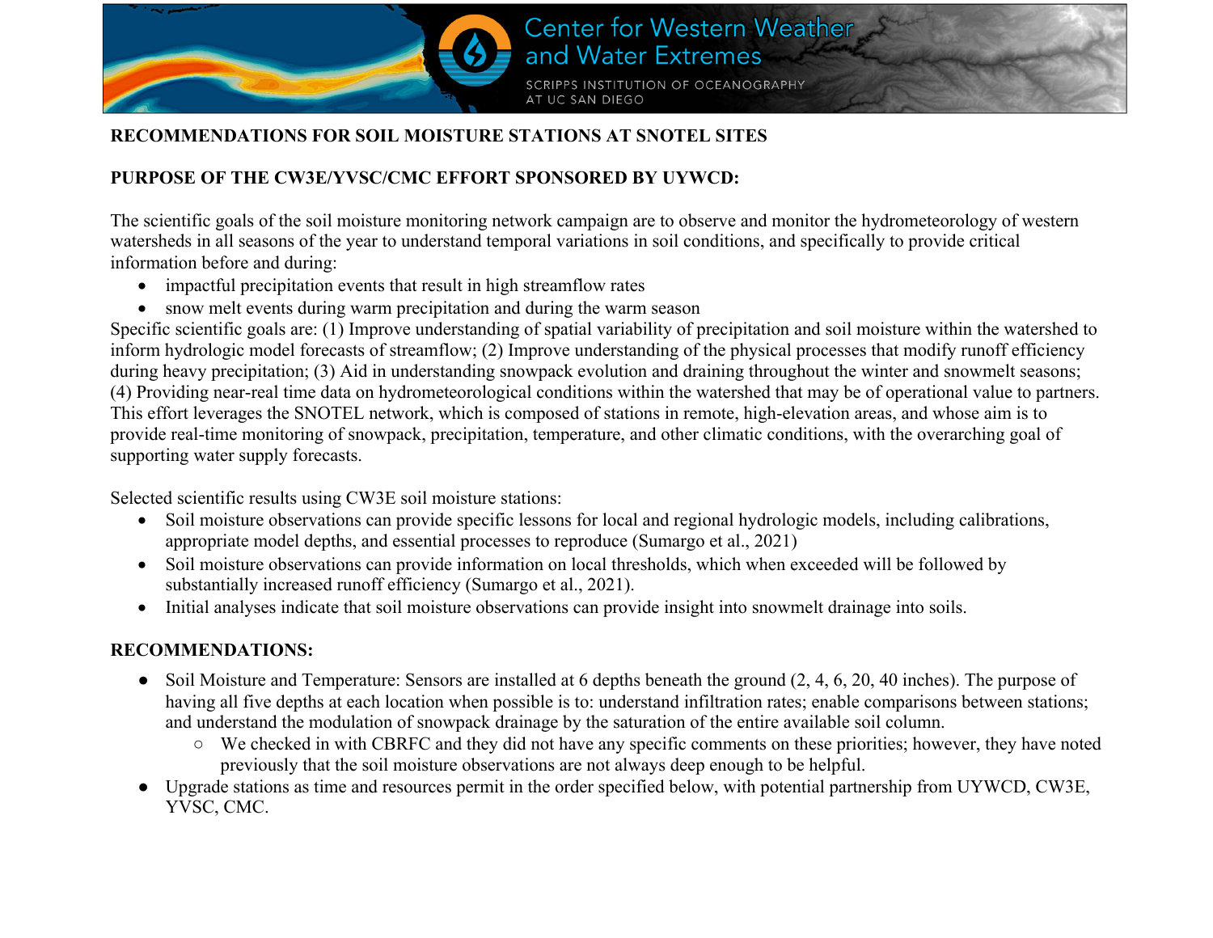**RECOMMENDATIONS FOR SOIL MOISTURE STATIONS AT SNOTEL SITES**

**PURPOSE OF THE CW3E/YVSC/CMC EFFORT SPONSORED BY UYWCD:**

The scientific goals of the soil moisture monitoring network campaign are to observe and monitor the hydrometeorology of western watersheds in all seasons of the year to understand temporal variations in soil conditions, and specifically to provide critical information before and during:

- impactful precipitation events that result in high streamflow rates
- snow melt events during warm precipitation and during the warm season

Specific scientific goals are: (1) Improve understanding of spatial variability of precipitation and soil moisture within the watershed to inform hydrologic model forecasts of streamflow; (2) Improve understanding of the physical processes that modify runoff efficiency during heavy precipitation; (3) Aid in understanding snowpack evolution and draining throughout the winter and snowmelt seasons; (4) Providing near-real time data on hydrometeorological conditions within the watershed that may be of operational value to partners. This effort leverages the SNOTEL network, which is composed of stations in remote, high-elevation areas, and whose aim is to provide real-time monitoring of snowpack, precipitation, temperature, and other climatic conditions, with the overarching goal of supporting water supply forecasts.

Selected scientific results using CW3E soil moisture stations:

- Soil moisture observations can provide specific lessons for local and regional hydrologic models, including calibrations, appropriate model depths, and essential processes to reproduce (Sumargo et al., 2021)
- Soil moisture observations can provide information on local thresholds, which when exceeded will be followed by substantially increased runoff efficiency (Sumargo et al., 2021).
- Initial analyses indicate that soil moisture observations can provide insight into snowmelt drainage into soils.

**RECOMMENDATIONS:**

- Soil Moisture and Temperature: Sensors are installed at 6 depths beneath the ground (2, 4, 6, 20, 40 inches). The purpose of having all five depths at each location when possible is to: understand infiltration rates; enable comparisons between stations; and understand the modulation of snowpack drainage by the saturation of the entire available soil column.
  - We checked in with CBRFC and they did not have any specific comments on these priorities; however, they have noted previously that the soil moisture observations are not always deep enough to be helpful.
- Upgrade stations as time and resources permit in the order specified below, with potential partnership from UYWCD, CW3E, YVSC, CMC.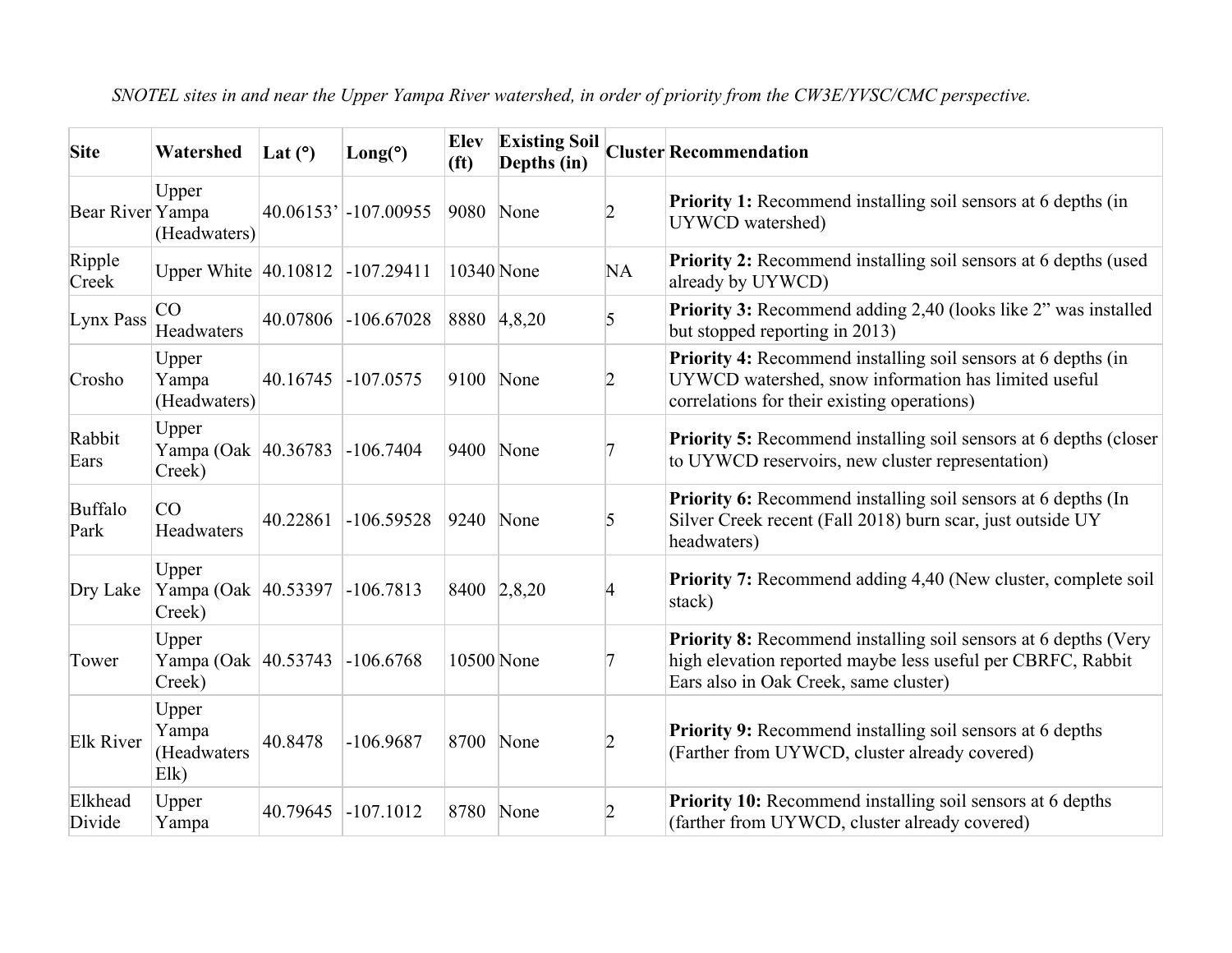*SNOTEL sites in and near the Upper Yampa River watershed, in order of priority from the CW3E/YVSC/CMC perspective.*

| Site | Watershed | Lat (°) | Long(°) | Elev (ft) | Existing Soil Depths (in) | Cluster | Recommendation |
|---|---|---|---|---|---|---|---|
| Bear River | Upper Yampa (Headwaters) | 40.06153' | -107.00955 | 9080 | None | 2 | **Priority 1:** Recommend installing soil sensors at 6 depths (in UYWCD watershed) |
| Ripple Creek | Upper White | 40.10812 | -107.29411 | 10340 | None | NA | **Priority 2:** Recommend installing soil sensors at 6 depths (used already by UYWCD) |
| Lynx Pass | CO Headwaters | 40.07806 | -106.67028 | 8880 | 4,8,20 | 5 | **Priority 3:** Recommend adding 2,40 (looks like 2" was installed but stopped reporting in 2013) |
| Crosho | Upper Yampa (Headwaters) | 40.16745 | -107.0575 | 9100 | None | 2 | **Priority 4:** Recommend installing soil sensors at 6 depths (in UYWCD watershed, snow information has limited useful correlations for their existing operations) |
| Rabbit Ears | Upper Yampa (Oak Creek) | 40.36783 | -106.7404 | 9400 | None | 7 | **Priority 5:** Recommend installing soil sensors at 6 depths (closer to UYWCD reservoirs, new cluster representation) |
| Buffalo Park | CO Headwaters | 40.22861 | -106.59528 | 9240 | None | 5 | **Priority 6:** Recommend installing soil sensors at 6 depths (In Silver Creek recent (Fall 2018) burn scar, just outside UY headwaters) |
| Dry Lake | Upper Yampa (Oak Creek) | 40.53397 | -106.7813 | 8400 | 2,8,20 | 4 | **Priority 7:** Recommend adding 4,40 (New cluster, complete soil stack) |
| Tower | Upper Yampa (Oak Creek) | 40.53743 | -106.6768 | 10500 | None | 7 | **Priority 8:** Recommend installing soil sensors at 6 depths (Very high elevation reported maybe less useful per CBRFC, Rabbit Ears also in Oak Creek, same cluster) |
| Elk River | Upper Yampa (Headwaters Elk) | 40.8478 | -106.9687 | 8700 | None | 2 | **Priority 9:** Recommend installing soil sensors at 6 depths (Farther from UYWCD, cluster already covered) |
| Elkhead Divide | Upper Yampa | 40.79645 | -107.1012 | 8780 | None | 2 | **Priority 10:** Recommend installing soil sensors at 6 depths (farther from UYWCD, cluster already covered) |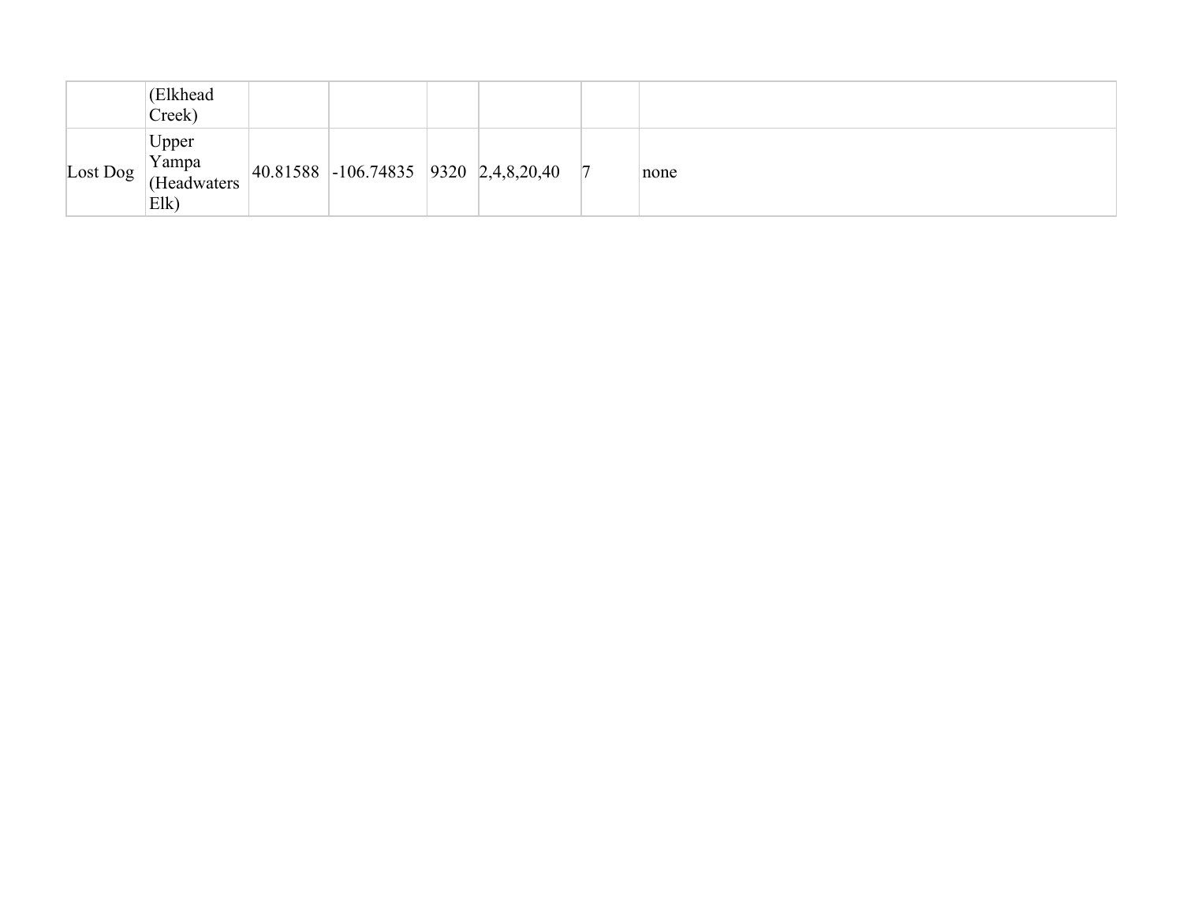| | | | | | | | |
|---|---|---|---|---|---|---|---|
| | (Elkhead Creek) | | | | | | |
| Lost Dog | Upper Yampa (Headwaters Elk) | 40.81588 | -106.74835 | 9320 | 2,4,8,20,40 | 7 | none |